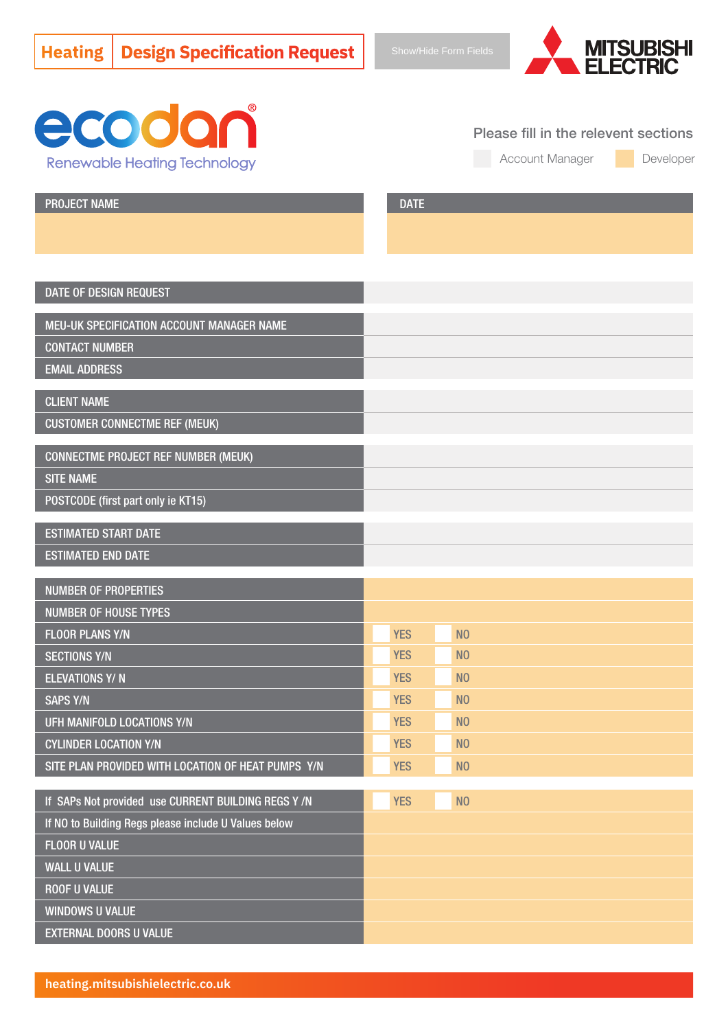# Heating | Design Specification Request

Show/Hide Form Fields

MITSUBISHI ELECTRIC

ecodan®

Renewable Heating Technology

Please fill in the relevent sections

Account Manager | Developer

| PROJECT NAME | DATE |
|---|---|
| | |

| | |
|---|---|
| DATE OF DESIGN REQUEST | |
| MEU-UK SPECIFICATION ACCOUNT MANAGER NAME | |
| CONTACT NUMBER | |
| EMAIL ADDRESS | |
| CLIENT NAME | |
| CUSTOMER CONNECTME REF (MEUK) | |
| CONNECTME PROJECT REF NUMBER (MEUK) | |
| SITE NAME | |
| POSTCODE (first part only ie KT15) | |
| ESTIMATED START DATE | |
| ESTIMATED END DATE | |
| NUMBER OF PROPERTIES | |
| NUMBER OF HOUSE TYPES | |
| FLOOR PLANS Y/N | YES NO |
| SECTIONS Y/N | YES NO |
| ELEVATIONS Y/ N | YES NO |
| SAPS Y/N | YES NO |
| UFH MANIFOLD LOCATIONS Y/N | YES NO |
| CYLINDER LOCATION Y/N | YES NO |
| SITE PLAN PROVIDED WITH LOCATION OF HEAT PUMPS Y/N | YES NO |
| If SAPs Not provided use CURRENT BUILDING REGS Y /N | YES NO |
| If NO to Building Regs please include U Values below | |
| FLOOR U VALUE | |
| WALL U VALUE | |
| ROOF U VALUE | |
| WINDOWS U VALUE | |
| EXTERNAL DOORS U VALUE | |

heating.mitsubishielectric.co.uk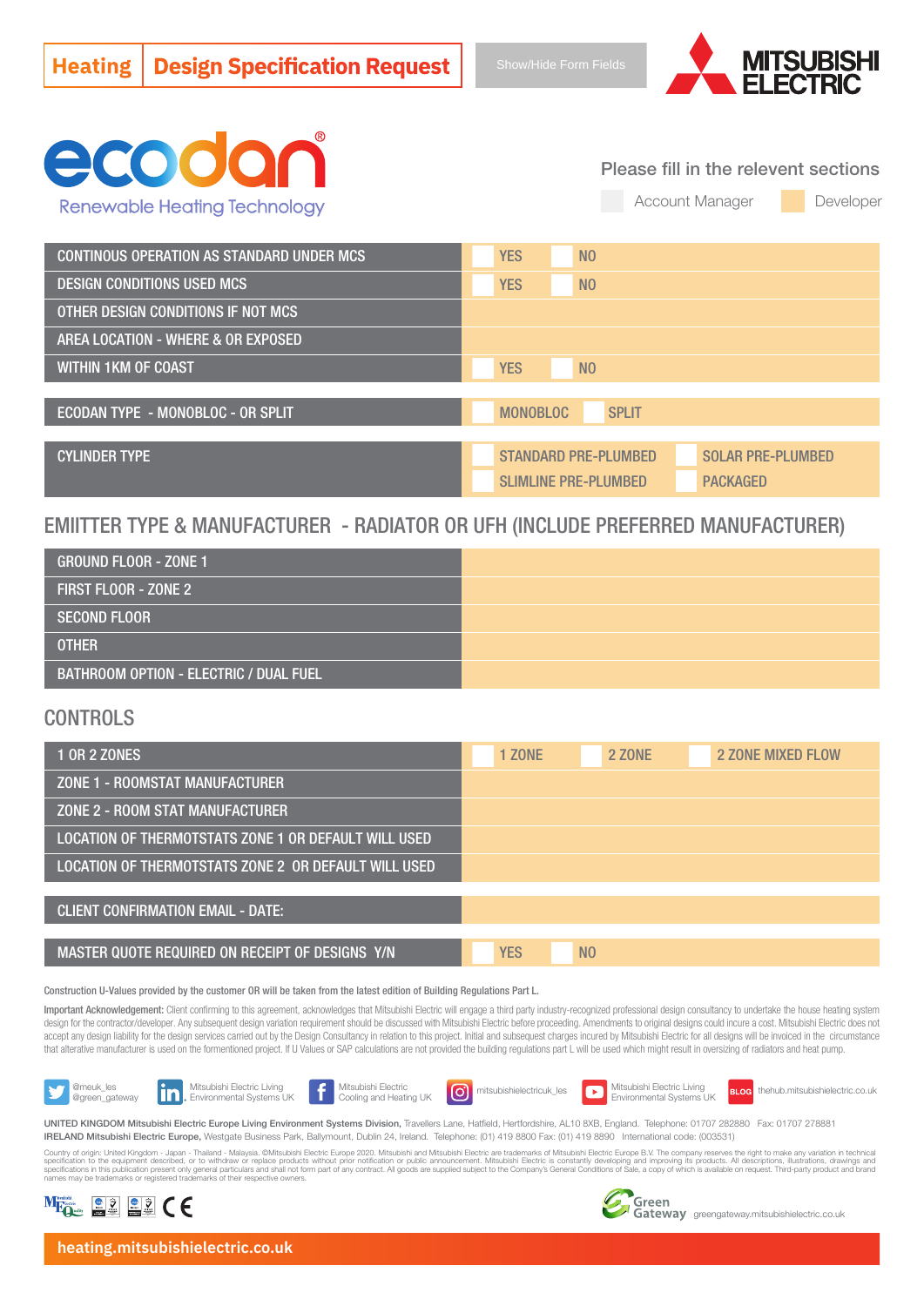# Heating | Design Specification Request

Show/Hide Form Fields

MITSUBISHI ELECTRIC

ecodan®
Renewable Heating Technology

Please fill in the relevent sections

Account Manager  Developer

| | |
|---|---|
| CONTINOUS OPERATION AS STANDARD UNDER MCS | YES  NO |
| DESIGN CONDITIONS USED MCS | YES  NO |
| OTHER DESIGN CONDITIONS IF NOT MCS | |
| AREA LOCATION - WHERE & OR EXPOSED | |
| WITHIN 1KM OF COAST | YES  NO |
| ECODAN TYPE - MONOBLOC - OR SPLIT | MONOBLOC  SPLIT |
| CYLINDER TYPE | STANDARD PRE-PLUMBED  SOLAR PRE-PLUMBED  SLIMLINE PRE-PLUMBED  PACKAGED |

## EMIITTER TYPE & MANUFACTURER - RADIATOR OR UFH (INCLUDE PREFERRED MANUFACTURER)

| | |
|---|---|
| GROUND FLOOR - ZONE 1 | |
| FIRST FLOOR - ZONE 2 | |
| SECOND FLOOR | |
| OTHER | |
| BATHROOM OPTION - ELECTRIC / DUAL FUEL | |

## CONTROLS

| | |
|---|---|
| 1 OR 2 ZONES | 1 ZONE  2 ZONE  2 ZONE MIXED FLOW |
| ZONE 1 - ROOMSTAT MANUFACTURER | |
| ZONE 2 - ROOM STAT MANUFACTURER | |
| LOCATION OF THERMOTSTATS ZONE 1 OR DEFAULT WILL USED | |
| LOCATION OF THERMOTSTATS ZONE 2 OR DEFAULT WILL USED | |
| CLIENT CONFIRMATION EMAIL - DATE: | |
| MASTER QUOTE REQUIRED ON RECEIPT OF DESIGNS Y/N | YES  NO |

**Construction U-Values provided by the customer OR will be taken from the latest edition of Building Regulations Part L.**

**Important Acknowledgement:** Client confirming to this agreement, acknowledges that Mitsubishi Electric will engage a third party industry-recognized professional design consultancy to undertake the house heating system design for the contractor/developer. Any subsequent design variation requirement should be discussed with Mitsubishi Electric before proceeding. Amendments to original designs could incure a cost. Mitsubishi Electric does not accept any design liability for the design services carried out by the Design Consultancy in relation to this project. Initial and subsequest charges incured by Mitsubishi Electric for all designs will be invoiced in the circumstance that alterative manufacturer is used on the formentioned project. If U Values or SAP calculations are not provided the building regulations part L will be used which might result in oversizing of radiators and heat pump.

@meuk_les @green_gateway | Mitsubishi Electric Living Environmental Systems UK | Mitsubishi Electric Cooling and Heating UK | mitsubishielectricuk_les | Mitsubishi Electric Living Environmental Systems UK | BLOG thehub.mitsubishielectric.co.uk

**UNITED KINGDOM Mitsubishi Electric Europe Living Environment Systems Division,** Travellers Lane, Hatfield, Hertfordshire, AL10 8XB, England. Telephone: 01707 282880 Fax: 01707 278881
**IRELAND Mitsubishi Electric Europe,** Westgate Business Park, Ballymount, Dublin 24, Ireland. Telephone: (01) 419 8800 Fax: (01) 419 8890 International code: (003531)

Country of origin: United Kingdom - Japan - Thailand - Malaysia. ©Mitsubishi Electric Europe 2020. Mitsubishi and Mitsubishi Electric are trademarks of Mitsubishi Electric Europe B.V. The company reserves the right to make any variation in technical specification to the equipment described, or to withdraw or replace products without prior notification or public announcement. Mitsubishi Electric is constantly developing and improving its products. All descriptions, illustrations, drawings and specifications in this publication present only general particulars and shall not form part of any contract. All goods are supplied subject to the Company's General Conditions of Sale, a copy of which is available on request. Third-party product and brand names may be trademarks or registered trademarks of their respective owners.

Green Gateway greengateway.mitsubishielectric.co.uk

heating.mitsubishielectric.co.uk